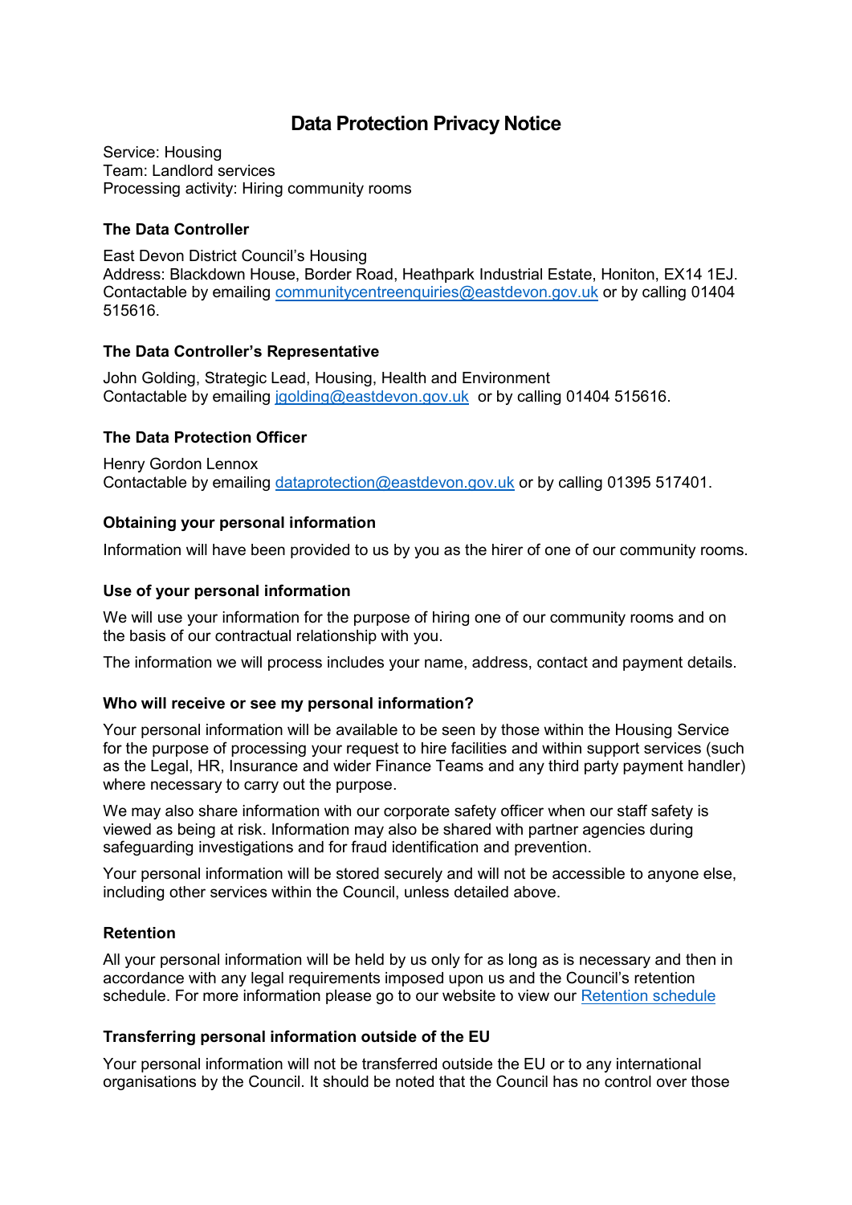# Data Protection Privacy Notice

Service: Housing
Team: Landlord services
Processing activity: Hiring community rooms

### The Data Controller

East Devon District Council's Housing
Address: Blackdown House, Border Road, Heathpark Industrial Estate, Honiton, EX14 1EJ.
Contactable by emailing communitycentreenquiries@eastdevon.gov.uk or by calling 01404 515616.

### The Data Controller's Representative

John Golding, Strategic Lead, Housing, Health and Environment
Contactable by emailing jgolding@eastdevon.gov.uk or by calling 01404 515616.

### The Data Protection Officer

Henry Gordon Lennox
Contactable by emailing dataprotection@eastdevon.gov.uk or by calling 01395 517401.

### Obtaining your personal information

Information will have been provided to us by you as the hirer of one of our community rooms.

### Use of your personal information

We will use your information for the purpose of hiring one of our community rooms and on the basis of our contractual relationship with you.

The information we will process includes your name, address, contact and payment details.

### Who will receive or see my personal information?

Your personal information will be available to be seen by those within the Housing Service for the purpose of processing your request to hire facilities and within support services (such as the Legal, HR, Insurance and wider Finance Teams and any third party payment handler) where necessary to carry out the purpose.

We may also share information with our corporate safety officer when our staff safety is viewed as being at risk. Information may also be shared with partner agencies during safeguarding investigations and for fraud identification and prevention.

Your personal information will be stored securely and will not be accessible to anyone else, including other services within the Council, unless detailed above.

### Retention

All your personal information will be held by us only for as long as is necessary and then in accordance with any legal requirements imposed upon us and the Council's retention schedule. For more information please go to our website to view our Retention schedule

### Transferring personal information outside of the EU

Your personal information will not be transferred outside the EU or to any international organisations by the Council. It should be noted that the Council has no control over those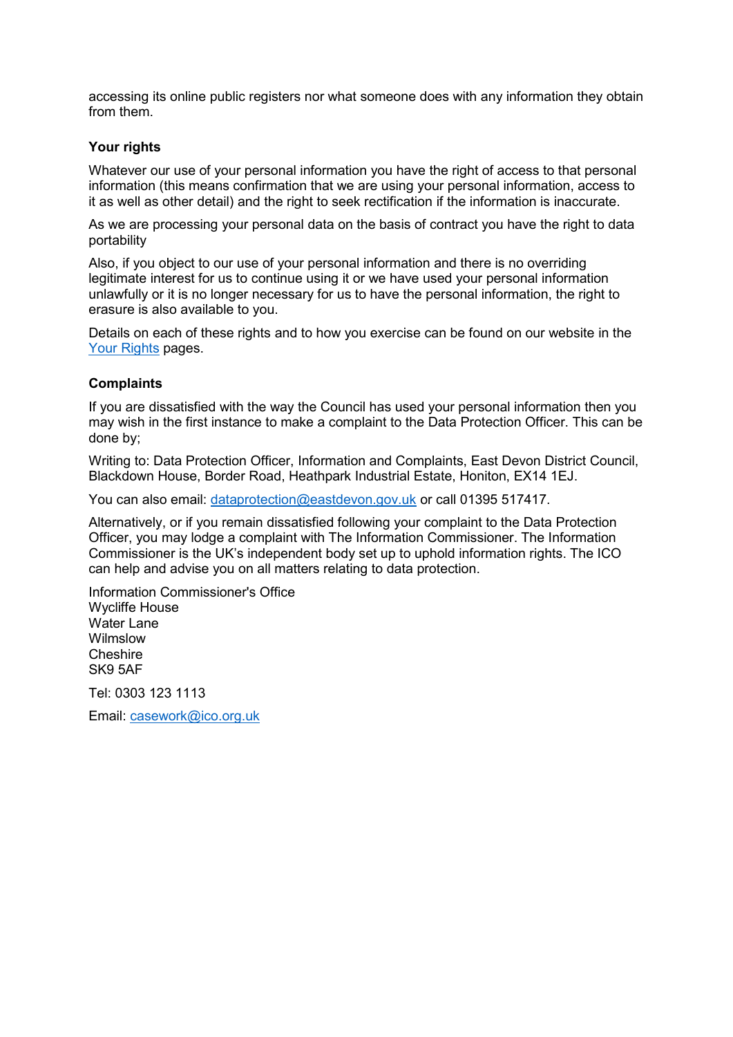accessing its online public registers nor what someone does with any information they obtain from them.

### Your rights

Whatever our use of your personal information you have the right of access to that personal information (this means confirmation that we are using your personal information, access to it as well as other detail) and the right to seek rectification if the information is inaccurate.

As we are processing your personal data on the basis of contract you have the right to data portability

Also, if you object to our use of your personal information and there is no overriding legitimate interest for us to continue using it or we have used your personal information unlawfully or it is no longer necessary for us to have the personal information, the right to erasure is also available to you.

Details on each of these rights and to how you exercise can be found on our website in the Your Rights pages.

### Complaints

If you are dissatisfied with the way the Council has used your personal information then you may wish in the first instance to make a complaint to the Data Protection Officer. This can be done by;

Writing to: Data Protection Officer, Information and Complaints, East Devon District Council, Blackdown House, Border Road, Heathpark Industrial Estate, Honiton, EX14 1EJ.

You can also email: dataprotection@eastdevon.gov.uk or call 01395 517417.

Alternatively, or if you remain dissatisfied following your complaint to the Data Protection Officer, you may lodge a complaint with The Information Commissioner. The Information Commissioner is the UK's independent body set up to uphold information rights. The ICO can help and advise you on all matters relating to data protection.

Information Commissioner's Office
Wycliffe House
Water Lane
Wilmslow
Cheshire
SK9 5AF

Tel: 0303 123 1113

Email: casework@ico.org.uk